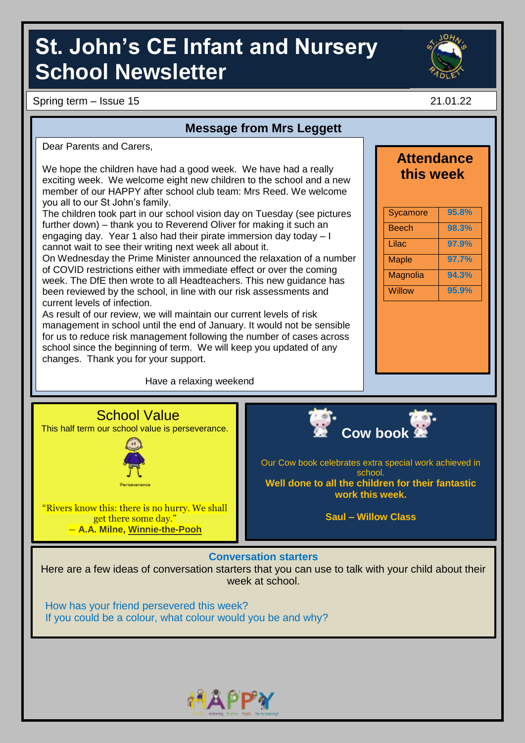# St. John's CE Infant and Nursery School Newsletter

Spring term – Issue 15 21.01.22

## Message from Mrs Leggett

Dear Parents and Carers,

We hope the children have had a good week. We have had a really exciting week. We welcome eight new children to the school and a new member of our HAPPY after school club team: Mrs Reed. We welcome you all to our St John's family.

The children took part in our school vision day on Tuesday (see pictures further down) – thank you to Reverend Oliver for making it such an engaging day. Year 1 also had their pirate immersion day today – I cannot wait to see their writing next week all about it.

On Wednesday the Prime Minister announced the relaxation of a number of COVID restrictions either with immediate effect or over the coming week. The DfE then wrote to all Headteachers. This new guidance has been reviewed by the school, in line with our risk assessments and current levels of infection.

As result of our review, we will maintain our current levels of risk management in school until the end of January. It would not be sensible for us to reduce risk management following the number of cases across school since the beginning of term. We will keep you updated of any changes. Thank you for your support.

Have a relaxing weekend

## Attendance this week

| Class | Attendance |
|---|---|
| Sycamore | 95.8% |
| Beech | 98.3% |
| Lilac | 97.9% |
| Maple | 97.7% |
| Magnolia | 94.3% |
| Willow | 95.9% |

## School Value

This half term our school value is perseverance.

Perseverance

"Rivers know this: there is no hurry. We shall get there some day."
― **A.A. Milne, Winnie-the-Pooh**

## Cow book

Our Cow book celebrates extra special work achieved in school.

**Well done to all the children for their fantastic work this week.**

**Saul – Willow Class**

## Conversation starters

Here are a few ideas of conversation starters that you can use to talk with your child about their week at school.

How has your friend persevered this week?
If you could be a colour, what colour would you be and why?

HAPPY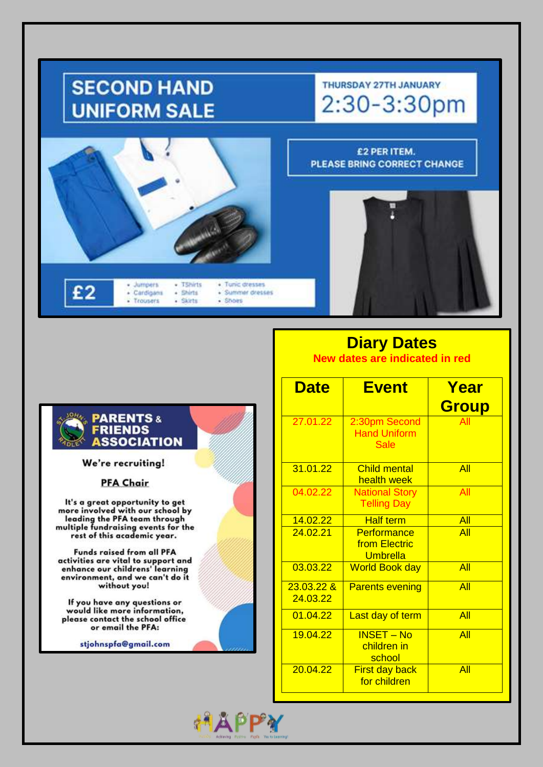# SECOND HAND UNIFORM SALE

THURSDAY 27TH JANUARY

2:30-3:30pm

£2 PER ITEM.
PLEASE BRING CORRECT CHANGE

£2

- Jumpers
- Cardigans
- Trousers
- TShirts
- Shirts
- Skirts
- Tunic dresses
- Summer dresses
- Shoes

## PARENTS & FRIENDS ASSOCIATION

**We're recruiting!**

**PFA Chair**

It's a great opportunity to get more involved with our school by leading the PFA team through multiple fundraising events for the rest of this academic year.

Funds raised from all PFA activities are vital to support and enhance our childrens' learning environment, and we can't do it without you!

If you have any questions or would like more information, please contact the school office or email the PFA:

stjohnspfa@gmail.com

## Diary Dates

**New dates are indicated in red**

| Date | Event | Year Group |
|---|---|---|
| 27.01.22 | 2:30pm Second Hand Uniform Sale | All |
| 31.01.22 | Child mental health week | All |
| 04.02.22 | National Story Telling Day | All |
| 14.02.22 | Half term | All |
| 24.02.21 | Performance from Electric Umbrella | All |
| 03.03.22 | World Book day | All |
| 23.03.22 & 24.03.22 | Parents evening | All |
| 01.04.22 | Last day of term | All |
| 19.04.22 | INSET – No children in school | All |
| 20.04.22 | First day back for children | All |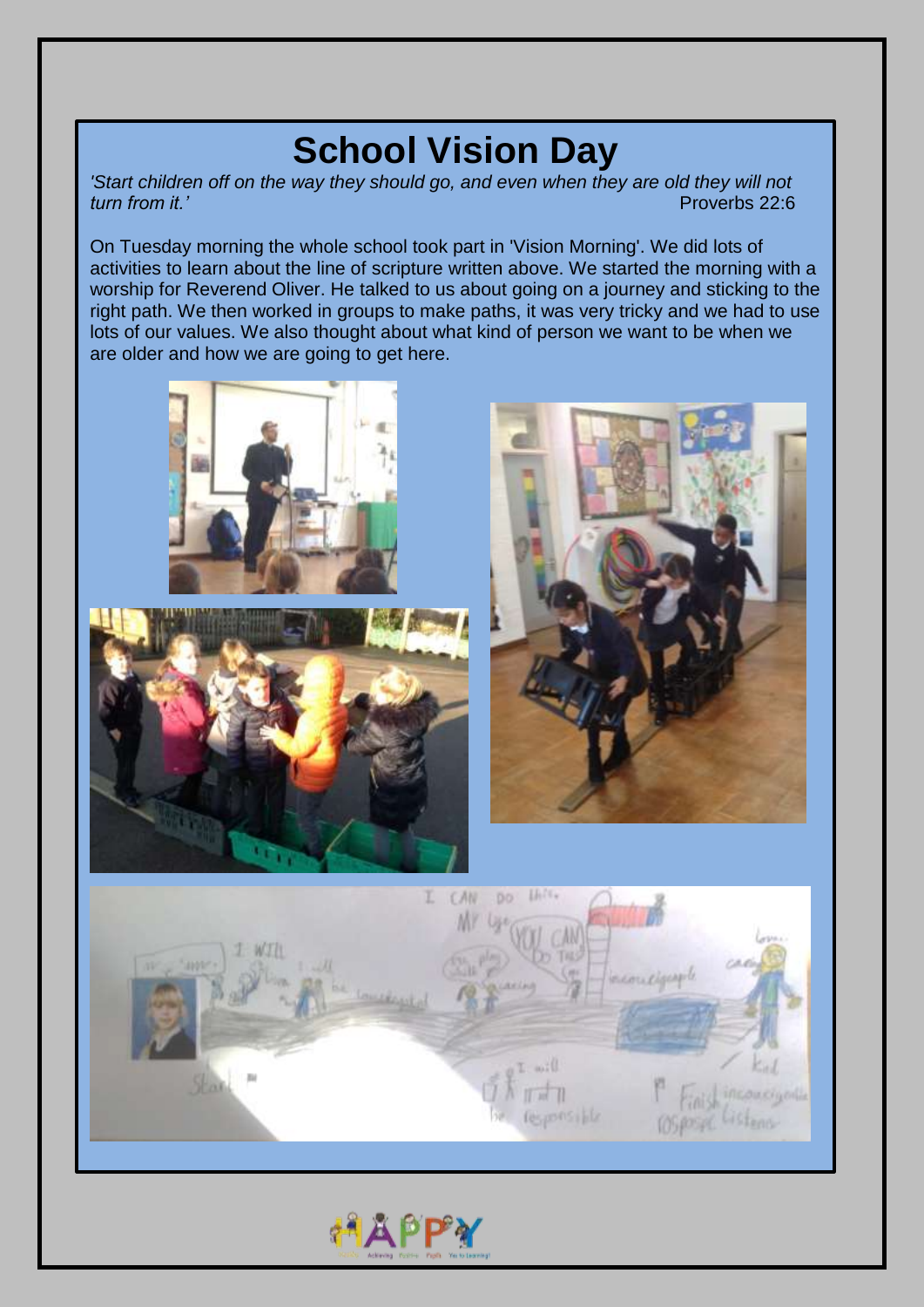# School Vision Day

*'Start children off on the way they should go, and even when they are old they will not turn from it.'* Proverbs 22:6

On Tuesday morning the whole school took part in 'Vision Morning'. We did lots of activities to learn about the line of scripture written above. We started the morning with a worship for Reverend Oliver. He talked to us about going on a journey and sticking to the right path. We then worked in groups to make paths, it was very tricky and we had to use lots of our values. We also thought about what kind of person we want to be when we are older and how we are going to get here.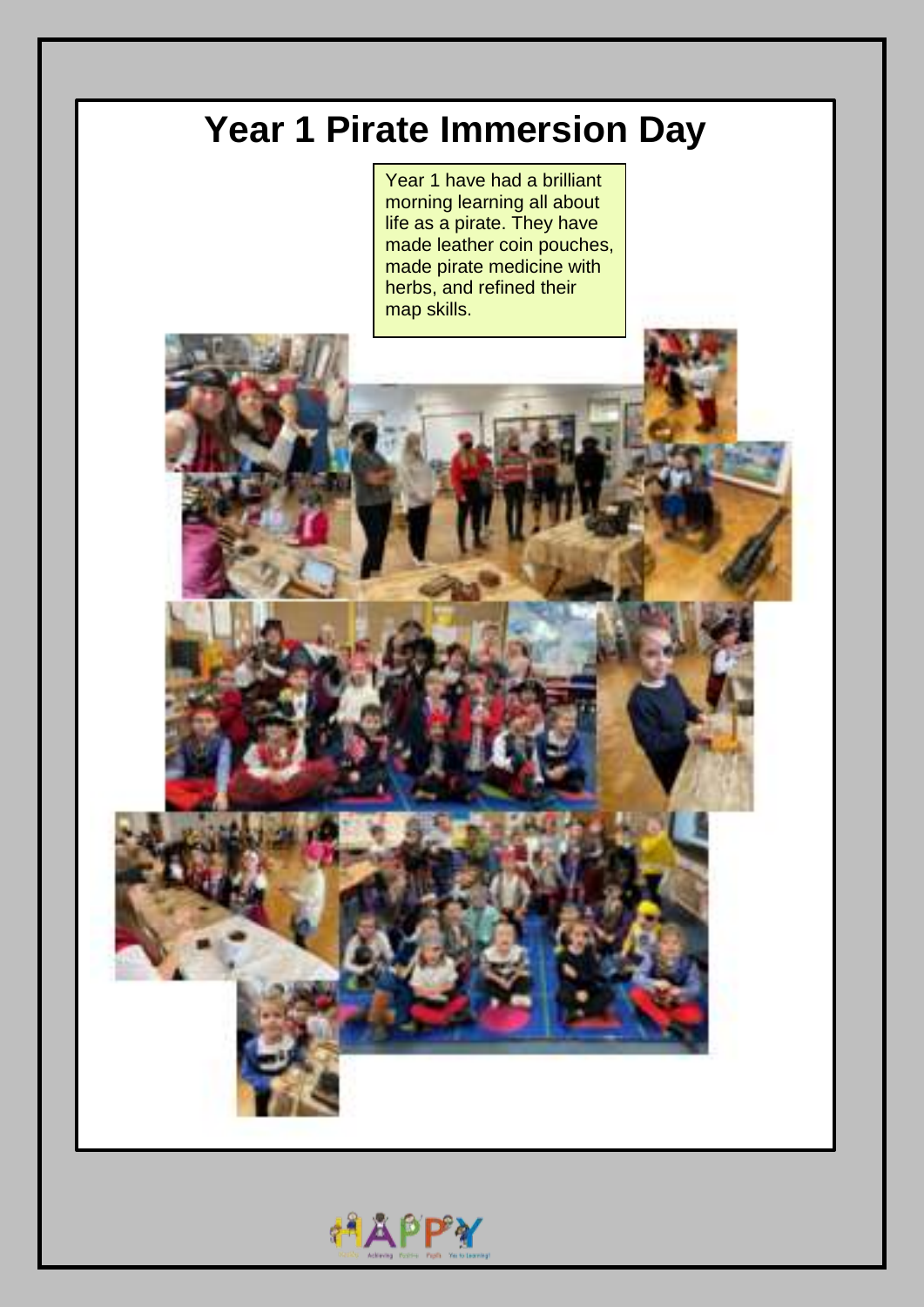# Year 1 Pirate Immersion Day

Year 1 have had a brilliant morning learning all about life as a pirate. They have made leather coin pouches, made pirate medicine with herbs, and refined their map skills.